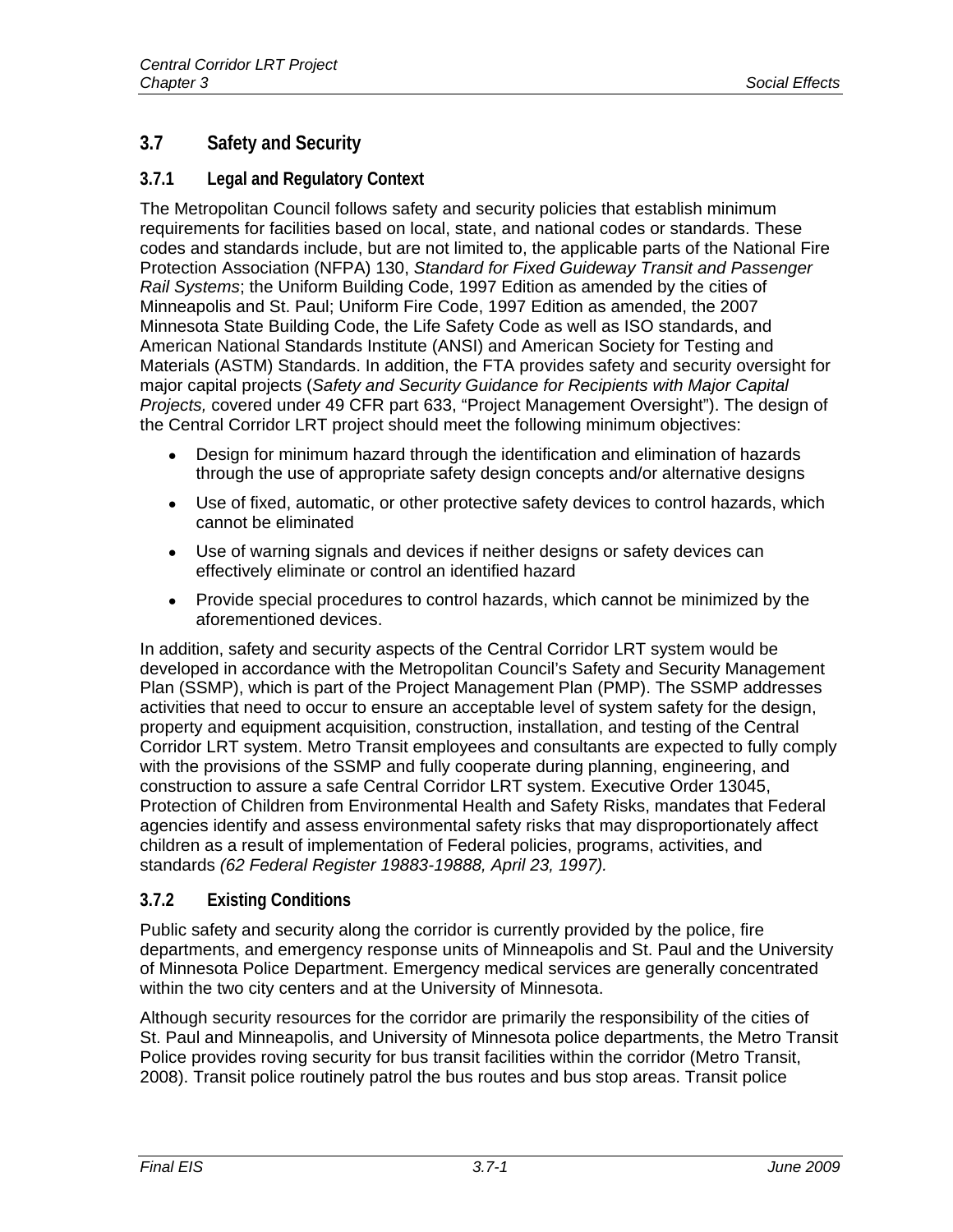## 3.7 Safety and Security

### 3.7.1 Legal and Regulatory Context

The Metropolitan Council follows safety and security policies that establish minimum requirements for facilities based on local, state, and national codes or standards. These codes and standards include, but are not limited to, the applicable parts of the National Fire Protection Association (NFPA) 130, *Standard for Fixed Guideway Transit and Passenger Rail Systems*; the Uniform Building Code, 1997 Edition as amended by the cities of Minneapolis and St. Paul; Uniform Fire Code, 1997 Edition as amended, the 2007 Minnesota State Building Code, the Life Safety Code as well as ISO standards, and American National Standards Institute (ANSI) and American Society for Testing and Materials (ASTM) Standards. In addition, the FTA provides safety and security oversight for major capital projects (*Safety and Security Guidance for Recipients with Major Capital Projects,* covered under 49 CFR part 633, "Project Management Oversight"). The design of the Central Corridor LRT project should meet the following minimum objectives:

- Design for minimum hazard through the identification and elimination of hazards through the use of appropriate safety design concepts and/or alternative designs
- Use of fixed, automatic, or other protective safety devices to control hazards, which cannot be eliminated
- Use of warning signals and devices if neither designs or safety devices can effectively eliminate or control an identified hazard
- Provide special procedures to control hazards, which cannot be minimized by the aforementioned devices.

In addition, safety and security aspects of the Central Corridor LRT system would be developed in accordance with the Metropolitan Council's Safety and Security Management Plan (SSMP), which is part of the Project Management Plan (PMP). The SSMP addresses activities that need to occur to ensure an acceptable level of system safety for the design, property and equipment acquisition, construction, installation, and testing of the Central Corridor LRT system. Metro Transit employees and consultants are expected to fully comply with the provisions of the SSMP and fully cooperate during planning, engineering, and construction to assure a safe Central Corridor LRT system. Executive Order 13045, Protection of Children from Environmental Health and Safety Risks, mandates that Federal agencies identify and assess environmental safety risks that may disproportionately affect children as a result of implementation of Federal policies, programs, activities, and standards *(62 Federal Register 19883-19888, April 23, 1997).*

### 3.7.2 Existing Conditions

Public safety and security along the corridor is currently provided by the police, fire departments, and emergency response units of Minneapolis and St. Paul and the University of Minnesota Police Department. Emergency medical services are generally concentrated within the two city centers and at the University of Minnesota.

Although security resources for the corridor are primarily the responsibility of the cities of St. Paul and Minneapolis, and University of Minnesota police departments, the Metro Transit Police provides roving security for bus transit facilities within the corridor (Metro Transit, 2008). Transit police routinely patrol the bus routes and bus stop areas. Transit police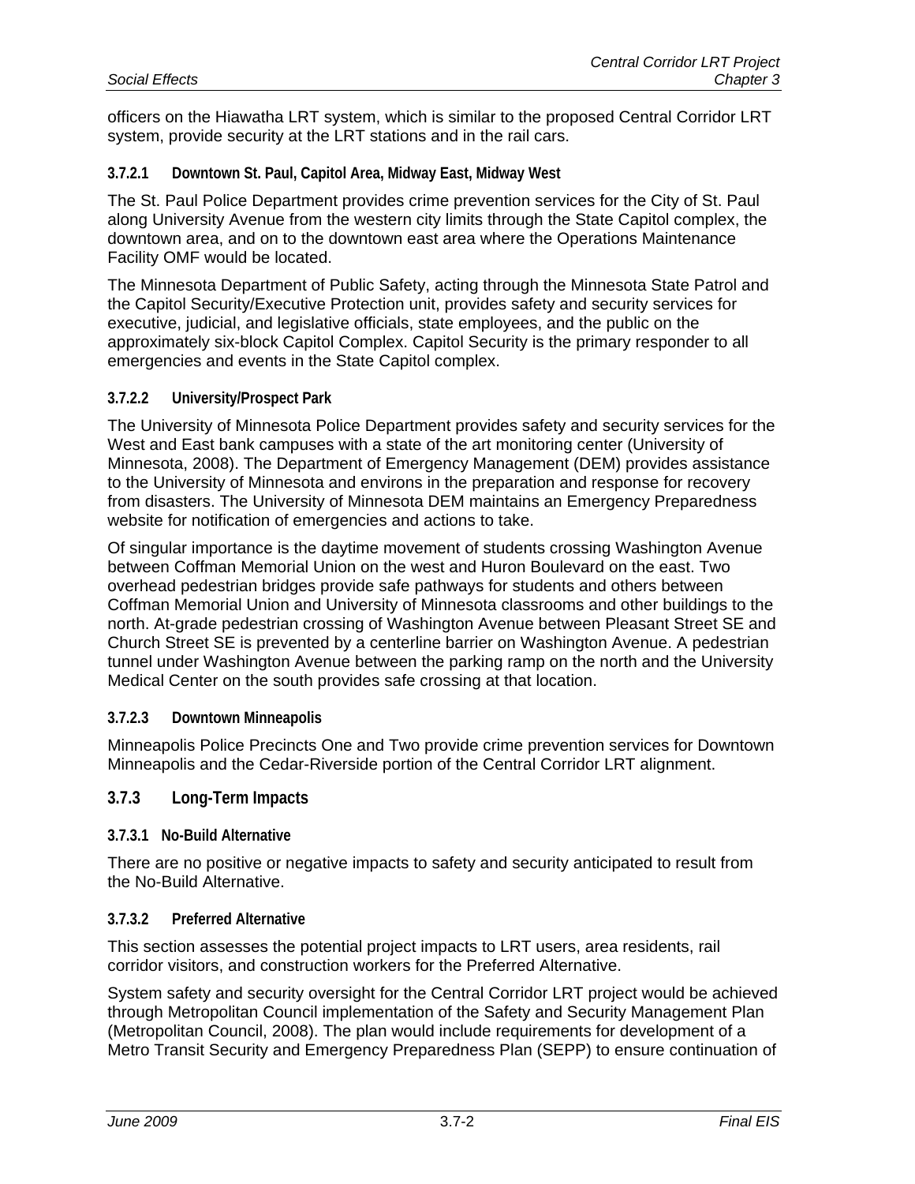officers on the Hiawatha LRT system, which is similar to the proposed Central Corridor LRT system, provide security at the LRT stations and in the rail cars.

#### 3.7.2.1 Downtown St. Paul, Capitol Area, Midway East, Midway West

The St. Paul Police Department provides crime prevention services for the City of St. Paul along University Avenue from the western city limits through the State Capitol complex, the downtown area, and on to the downtown east area where the Operations Maintenance Facility OMF would be located.

The Minnesota Department of Public Safety, acting through the Minnesota State Patrol and the Capitol Security/Executive Protection unit, provides safety and security services for executive, judicial, and legislative officials, state employees, and the public on the approximately six-block Capitol Complex. Capitol Security is the primary responder to all emergencies and events in the State Capitol complex.

#### 3.7.2.2 University/Prospect Park

The University of Minnesota Police Department provides safety and security services for the West and East bank campuses with a state of the art monitoring center (University of Minnesota, 2008). The Department of Emergency Management (DEM) provides assistance to the University of Minnesota and environs in the preparation and response for recovery from disasters. The University of Minnesota DEM maintains an Emergency Preparedness website for notification of emergencies and actions to take.

Of singular importance is the daytime movement of students crossing Washington Avenue between Coffman Memorial Union on the west and Huron Boulevard on the east. Two overhead pedestrian bridges provide safe pathways for students and others between Coffman Memorial Union and University of Minnesota classrooms and other buildings to the north. At-grade pedestrian crossing of Washington Avenue between Pleasant Street SE and Church Street SE is prevented by a centerline barrier on Washington Avenue. A pedestrian tunnel under Washington Avenue between the parking ramp on the north and the University Medical Center on the south provides safe crossing at that location.

#### 3.7.2.3 Downtown Minneapolis

Minneapolis Police Precincts One and Two provide crime prevention services for Downtown Minneapolis and the Cedar-Riverside portion of the Central Corridor LRT alignment.

### 3.7.3 Long-Term Impacts

#### 3.7.3.1 No-Build Alternative

There are no positive or negative impacts to safety and security anticipated to result from the No-Build Alternative.

#### 3.7.3.2 Preferred Alternative

This section assesses the potential project impacts to LRT users, area residents, rail corridor visitors, and construction workers for the Preferred Alternative.

System safety and security oversight for the Central Corridor LRT project would be achieved through Metropolitan Council implementation of the Safety and Security Management Plan (Metropolitan Council, 2008). The plan would include requirements for development of a Metro Transit Security and Emergency Preparedness Plan (SEPP) to ensure continuation of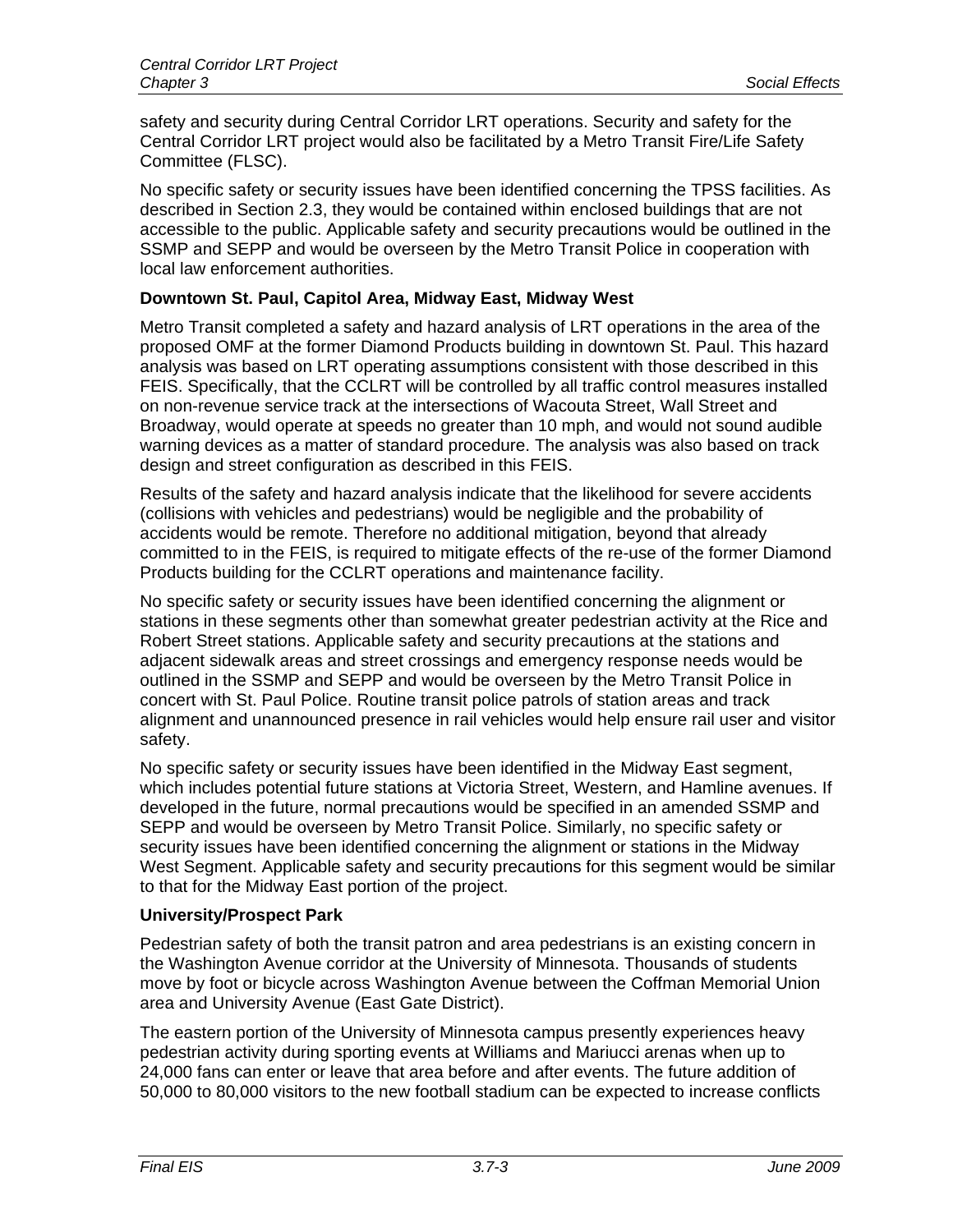safety and security during Central Corridor LRT operations. Security and safety for the Central Corridor LRT project would also be facilitated by a Metro Transit Fire/Life Safety Committee (FLSC).

No specific safety or security issues have been identified concerning the TPSS facilities. As described in Section 2.3, they would be contained within enclosed buildings that are not accessible to the public. Applicable safety and security precautions would be outlined in the SSMP and SEPP and would be overseen by the Metro Transit Police in cooperation with local law enforcement authorities.

**Downtown St. Paul, Capitol Area, Midway East, Midway West**

Metro Transit completed a safety and hazard analysis of LRT operations in the area of the proposed OMF at the former Diamond Products building in downtown St. Paul. This hazard analysis was based on LRT operating assumptions consistent with those described in this FEIS. Specifically, that the CCLRT will be controlled by all traffic control measures installed on non-revenue service track at the intersections of Wacouta Street, Wall Street and Broadway, would operate at speeds no greater than 10 mph, and would not sound audible warning devices as a matter of standard procedure. The analysis was also based on track design and street configuration as described in this FEIS.

Results of the safety and hazard analysis indicate that the likelihood for severe accidents (collisions with vehicles and pedestrians) would be negligible and the probability of accidents would be remote. Therefore no additional mitigation, beyond that already committed to in the FEIS, is required to mitigate effects of the re-use of the former Diamond Products building for the CCLRT operations and maintenance facility.

No specific safety or security issues have been identified concerning the alignment or stations in these segments other than somewhat greater pedestrian activity at the Rice and Robert Street stations. Applicable safety and security precautions at the stations and adjacent sidewalk areas and street crossings and emergency response needs would be outlined in the SSMP and SEPP and would be overseen by the Metro Transit Police in concert with St. Paul Police. Routine transit police patrols of station areas and track alignment and unannounced presence in rail vehicles would help ensure rail user and visitor safety.

No specific safety or security issues have been identified in the Midway East segment, which includes potential future stations at Victoria Street, Western, and Hamline avenues. If developed in the future, normal precautions would be specified in an amended SSMP and SEPP and would be overseen by Metro Transit Police. Similarly, no specific safety or security issues have been identified concerning the alignment or stations in the Midway West Segment. Applicable safety and security precautions for this segment would be similar to that for the Midway East portion of the project.

**University/Prospect Park**

Pedestrian safety of both the transit patron and area pedestrians is an existing concern in the Washington Avenue corridor at the University of Minnesota. Thousands of students move by foot or bicycle across Washington Avenue between the Coffman Memorial Union area and University Avenue (East Gate District).

The eastern portion of the University of Minnesota campus presently experiences heavy pedestrian activity during sporting events at Williams and Mariucci arenas when up to 24,000 fans can enter or leave that area before and after events. The future addition of 50,000 to 80,000 visitors to the new football stadium can be expected to increase conflicts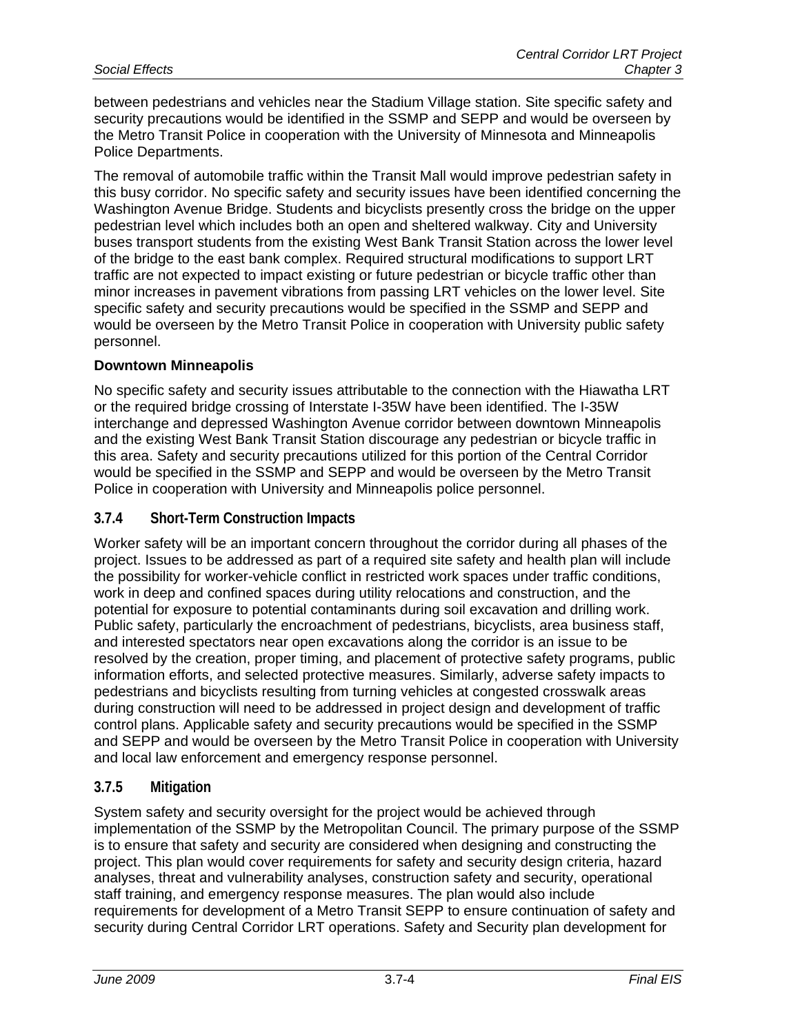between pedestrians and vehicles near the Stadium Village station. Site specific safety and security precautions would be identified in the SSMP and SEPP and would be overseen by the Metro Transit Police in cooperation with the University of Minnesota and Minneapolis Police Departments.

The removal of automobile traffic within the Transit Mall would improve pedestrian safety in this busy corridor. No specific safety and security issues have been identified concerning the Washington Avenue Bridge. Students and bicyclists presently cross the bridge on the upper pedestrian level which includes both an open and sheltered walkway. City and University buses transport students from the existing West Bank Transit Station across the lower level of the bridge to the east bank complex. Required structural modifications to support LRT traffic are not expected to impact existing or future pedestrian or bicycle traffic other than minor increases in pavement vibrations from passing LRT vehicles on the lower level. Site specific safety and security precautions would be specified in the SSMP and SEPP and would be overseen by the Metro Transit Police in cooperation with University public safety personnel.

**Downtown Minneapolis**

No specific safety and security issues attributable to the connection with the Hiawatha LRT or the required bridge crossing of Interstate I-35W have been identified. The I-35W interchange and depressed Washington Avenue corridor between downtown Minneapolis and the existing West Bank Transit Station discourage any pedestrian or bicycle traffic in this area. Safety and security precautions utilized for this portion of the Central Corridor would be specified in the SSMP and SEPP and would be overseen by the Metro Transit Police in cooperation with University and Minneapolis police personnel.

### 3.7.4 Short-Term Construction Impacts

Worker safety will be an important concern throughout the corridor during all phases of the project. Issues to be addressed as part of a required site safety and health plan will include the possibility for worker-vehicle conflict in restricted work spaces under traffic conditions, work in deep and confined spaces during utility relocations and construction, and the potential for exposure to potential contaminants during soil excavation and drilling work. Public safety, particularly the encroachment of pedestrians, bicyclists, area business staff, and interested spectators near open excavations along the corridor is an issue to be resolved by the creation, proper timing, and placement of protective safety programs, public information efforts, and selected protective measures. Similarly, adverse safety impacts to pedestrians and bicyclists resulting from turning vehicles at congested crosswalk areas during construction will need to be addressed in project design and development of traffic control plans. Applicable safety and security precautions would be specified in the SSMP and SEPP and would be overseen by the Metro Transit Police in cooperation with University and local law enforcement and emergency response personnel.

### 3.7.5 Mitigation

System safety and security oversight for the project would be achieved through implementation of the SSMP by the Metropolitan Council. The primary purpose of the SSMP is to ensure that safety and security are considered when designing and constructing the project. This plan would cover requirements for safety and security design criteria, hazard analyses, threat and vulnerability analyses, construction safety and security, operational staff training, and emergency response measures. The plan would also include requirements for development of a Metro Transit SEPP to ensure continuation of safety and security during Central Corridor LRT operations. Safety and Security plan development for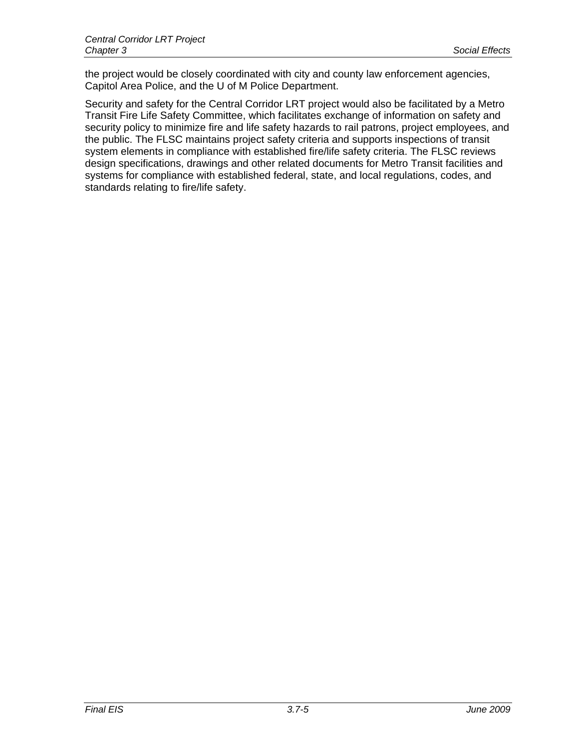the project would be closely coordinated with city and county law enforcement agencies, Capitol Area Police, and the U of M Police Department.

Security and safety for the Central Corridor LRT project would also be facilitated by a Metro Transit Fire Life Safety Committee, which facilitates exchange of information on safety and security policy to minimize fire and life safety hazards to rail patrons, project employees, and the public. The FLSC maintains project safety criteria and supports inspections of transit system elements in compliance with established fire/life safety criteria. The FLSC reviews design specifications, drawings and other related documents for Metro Transit facilities and systems for compliance with established federal, state, and local regulations, codes, and standards relating to fire/life safety.